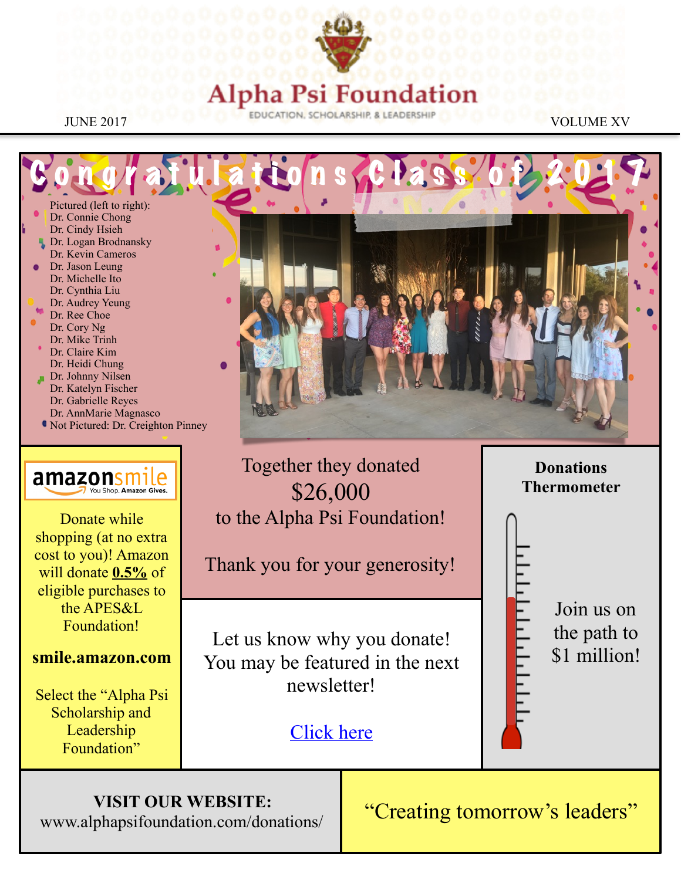# Alpha Psi Foundation

EDUCATION, SCHOLARSHIP, & LEADERSHIP

JUNE 2017 VOLUME XV

## Congratulations Class of 2017

Pictured (left to right):
Dr. Connie Chong
Dr. Cindy Hsieh
Dr. Logan Brodnansky
Dr. Kevin Cameros
Dr. Jason Leung
Dr. Michelle Ito
Dr. Cynthia Liu
Dr. Audrey Yeung
Dr. Ree Choe
Dr. Cory Ng
Dr. Mike Trinh
Dr. Claire Kim
Dr. Heidi Chung
Dr. Johnny Nilsen
Dr. Katelyn Fischer
Dr. Gabrielle Reyes
Dr. AnnMarie Magnasco
Not Pictured: Dr. Creighton Pinney

Together they donated
$26,000
to the Alpha Psi Foundation!

Thank you for your generosity!

**amazonsmile** You Shop. Amazon Gives.

Donate while shopping (at no extra cost to you)! Amazon will donate **0.5%** of eligible purchases to the APES&L Foundation!

**smile.amazon.com**

Select the "Alpha Psi Scholarship and Leadership Foundation"

Let us know why you donate! You may be featured in the next newsletter!

Click here

**Donations Thermometer**

Join us on the path to $1 million!

**VISIT OUR WEBSITE:**
www.alphapsifoundation.com/donations/

"Creating tomorrow's leaders"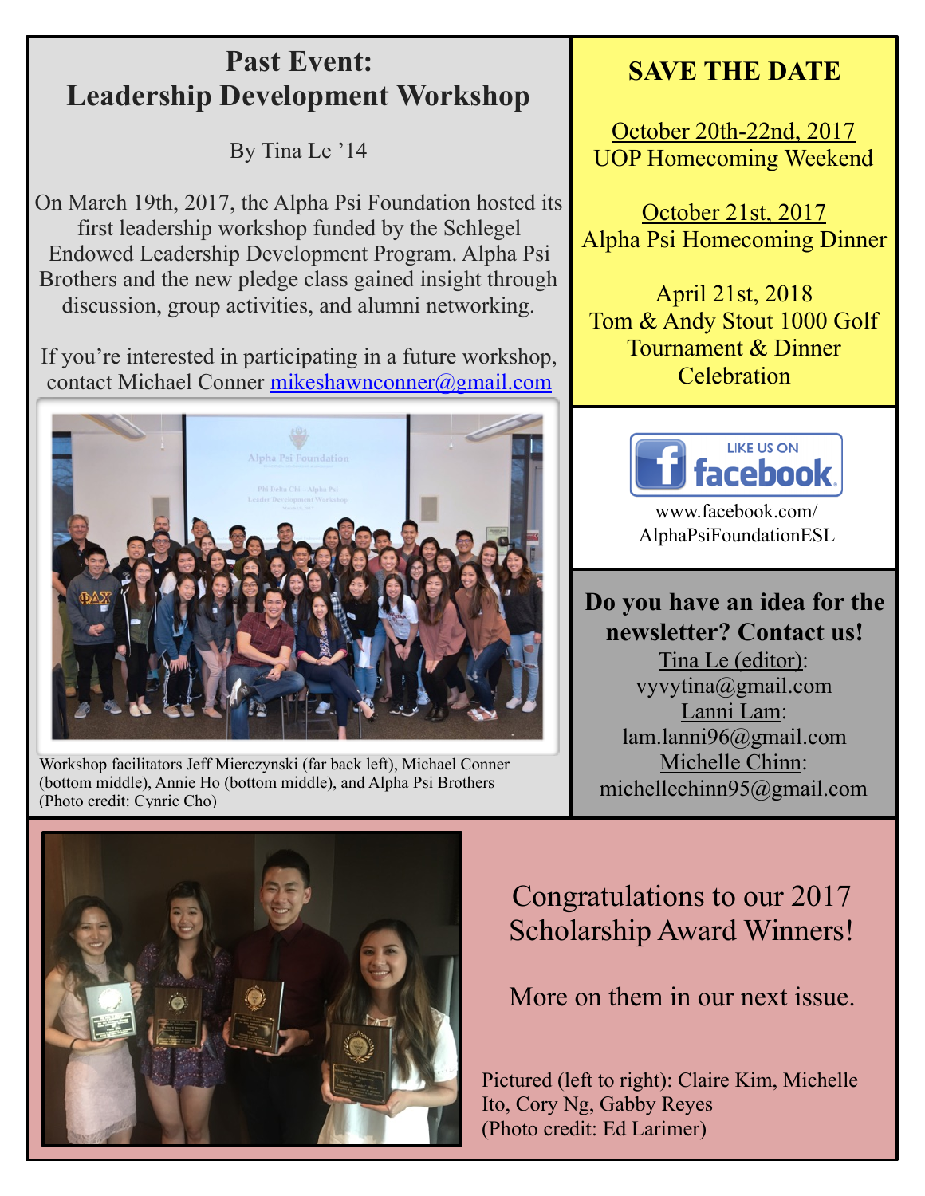## Past Event: Leadership Development Workshop

By Tina Le '14

On March 19th, 2017, the Alpha Psi Foundation hosted its first leadership workshop funded by the Schlegel Endowed Leadership Development Program. Alpha Psi Brothers and the new pledge class gained insight through discussion, group activities, and alumni networking.

If you're interested in participating in a future workshop, contact Michael Conner mikeshawnconner@gmail.com

Workshop facilitators Jeff Mierczynski (far back left), Michael Conner (bottom middle), Annie Ho (bottom middle), and Alpha Psi Brothers (Photo credit: Cynric Cho)

## SAVE THE DATE

October 20th-22nd, 2017
UOP Homecoming Weekend

October 21st, 2017
Alpha Psi Homecoming Dinner

April 21st, 2018
Tom & Andy Stout 1000 Golf Tournament & Dinner Celebration

LIKE US ON facebook

www.facebook.com/AlphaPsiFoundationESL

**Do you have an idea for the newsletter? Contact us!**

Tina Le (editor): vyvytina@gmail.com

Lanni Lam: lam.lanni96@gmail.com

Michelle Chinn: michellechinn95@gmail.com

## Congratulations to our 2017 Scholarship Award Winners!

More on them in our next issue.

Pictured (left to right): Claire Kim, Michelle Ito, Cory Ng, Gabby Reyes (Photo credit: Ed Larimer)